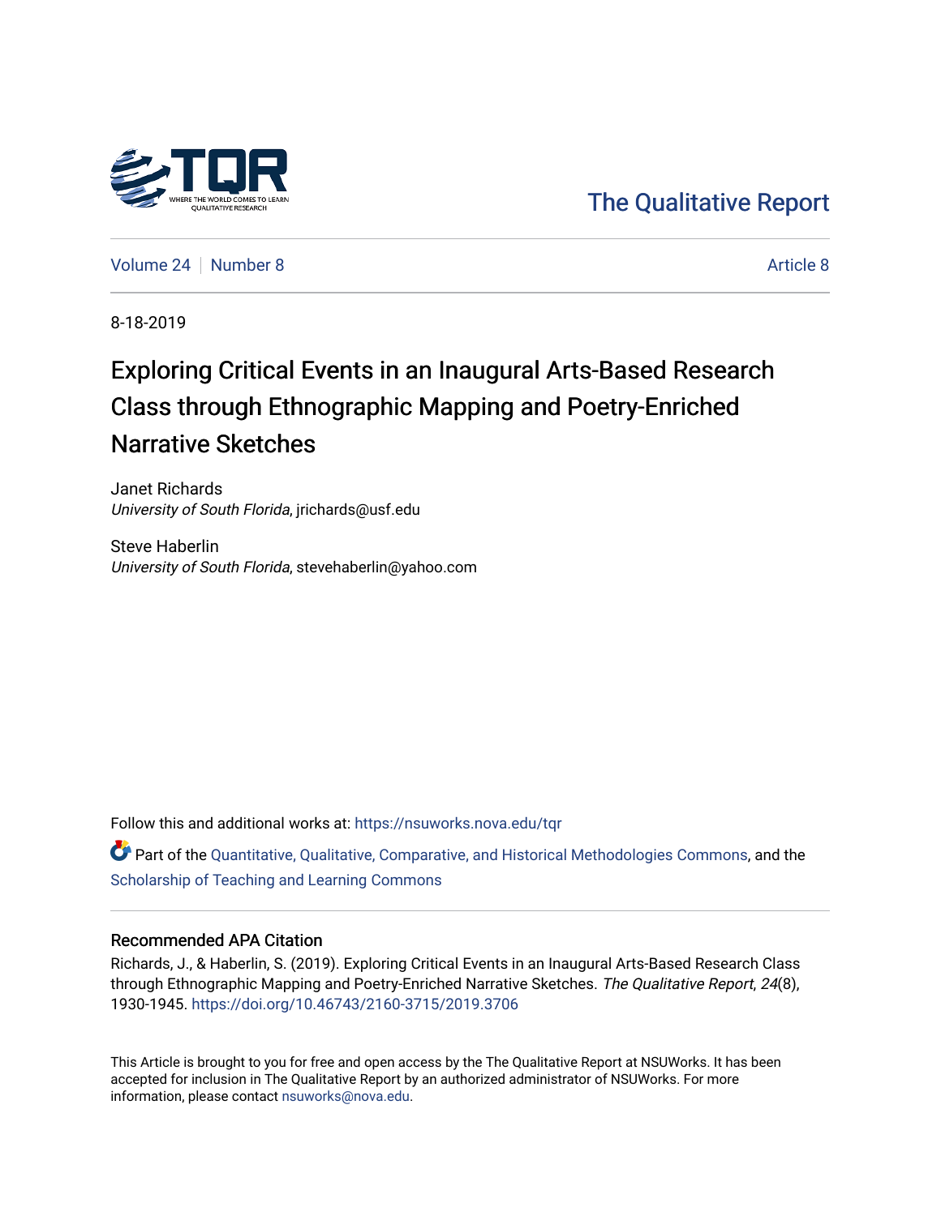The Qualitative Report

Volume 24 | Number 8 | Article 8

8-18-2019

# Exploring Critical Events in an Inaugural Arts-Based Research Class through Ethnographic Mapping and Poetry-Enriched Narrative Sketches

Janet Richards
*University of South Florida*, jrichards@usf.edu

Steve Haberlin
*University of South Florida*, stevehaberlin@yahoo.com

Follow this and additional works at: https://nsuworks.nova.edu/tqr

Part of the Quantitative, Qualitative, Comparative, and Historical Methodologies Commons, and the Scholarship of Teaching and Learning Commons

## Recommended APA Citation

Richards, J., & Haberlin, S. (2019). Exploring Critical Events in an Inaugural Arts-Based Research Class through Ethnographic Mapping and Poetry-Enriched Narrative Sketches. *The Qualitative Report*, *24*(8), 1930-1945. https://doi.org/10.46743/2160-3715/2019.3706

This Article is brought to you for free and open access by the The Qualitative Report at NSUWorks. It has been accepted for inclusion in The Qualitative Report by an authorized administrator of NSUWorks. For more information, please contact nsuworks@nova.edu.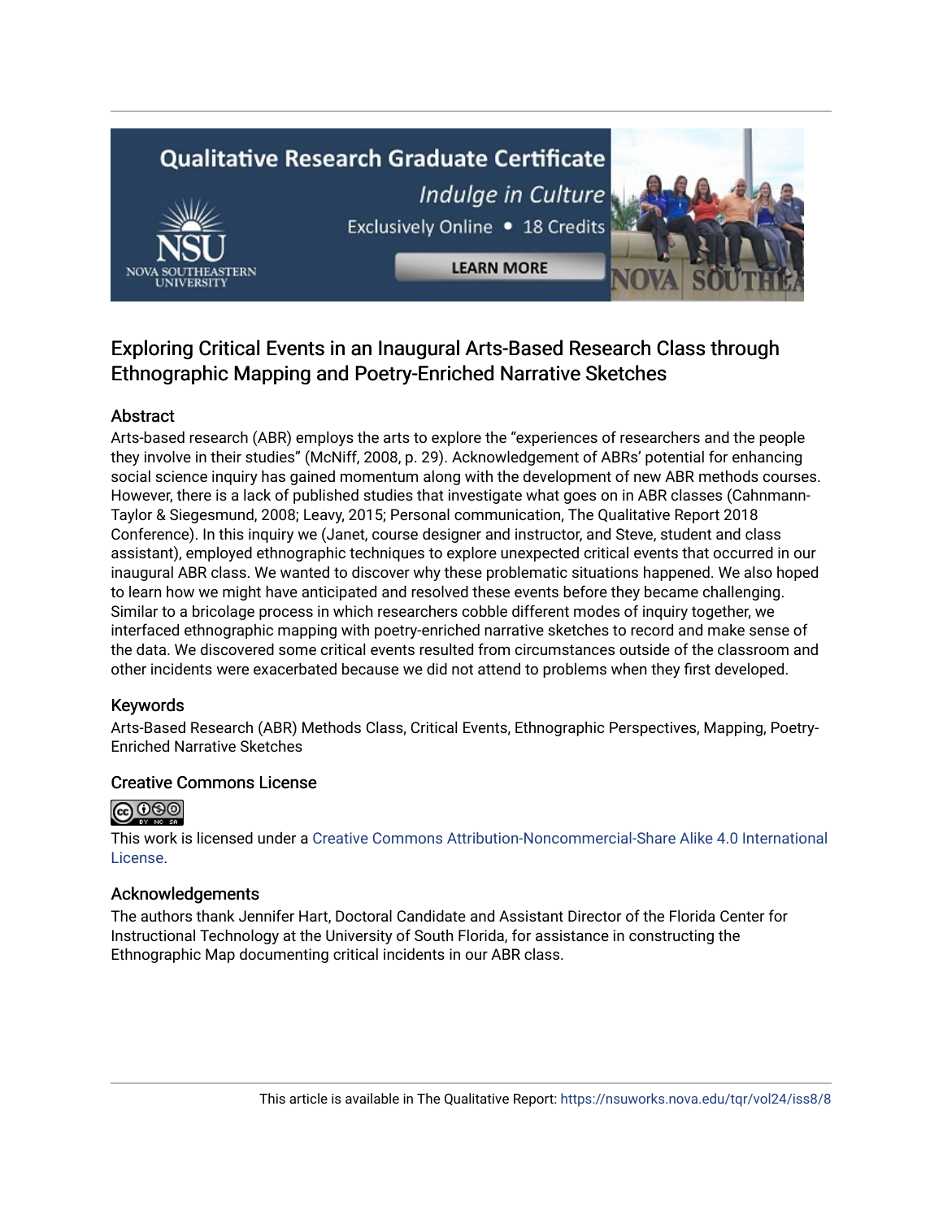# Exploring Critical Events in an Inaugural Arts-Based Research Class through Ethnographic Mapping and Poetry-Enriched Narrative Sketches

## Abstract

Arts-based research (ABR) employs the arts to explore the "experiences of researchers and the people they involve in their studies" (McNiff, 2008, p. 29). Acknowledgement of ABRs' potential for enhancing social science inquiry has gained momentum along with the development of new ABR methods courses. However, there is a lack of published studies that investigate what goes on in ABR classes (Cahnmann-Taylor & Siegesmund, 2008; Leavy, 2015; Personal communication, The Qualitative Report 2018 Conference). In this inquiry we (Janet, course designer and instructor, and Steve, student and class assistant), employed ethnographic techniques to explore unexpected critical events that occurred in our inaugural ABR class. We wanted to discover why these problematic situations happened. We also hoped to learn how we might have anticipated and resolved these events before they became challenging. Similar to a bricolage process in which researchers cobble different modes of inquiry together, we interfaced ethnographic mapping with poetry-enriched narrative sketches to record and make sense of the data. We discovered some critical events resulted from circumstances outside of the classroom and other incidents were exacerbated because we did not attend to problems when they first developed.

## Keywords

Arts-Based Research (ABR) Methods Class, Critical Events, Ethnographic Perspectives, Mapping, Poetry-Enriched Narrative Sketches

## Creative Commons License

This work is licensed under a Creative Commons Attribution-Noncommercial-Share Alike 4.0 International License.

## Acknowledgements

The authors thank Jennifer Hart, Doctoral Candidate and Assistant Director of the Florida Center for Instructional Technology at the University of South Florida, for assistance in constructing the Ethnographic Map documenting critical incidents in our ABR class.

This article is available in The Qualitative Report: https://nsuworks.nova.edu/tqr/vol24/iss8/8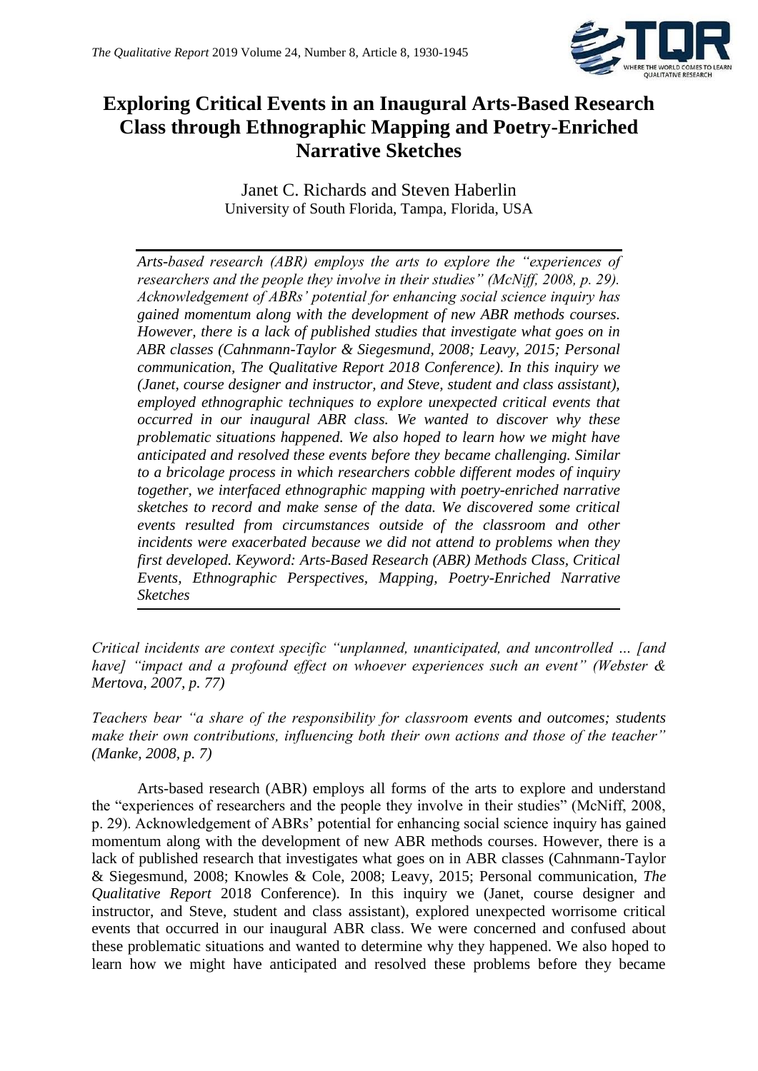# Exploring Critical Events in an Inaugural Arts-Based Research Class through Ethnographic Mapping and Poetry-Enriched Narrative Sketches

Janet C. Richards and Steven Haberlin
University of South Florida, Tampa, Florida, USA

*Arts-based research (ABR) employs the arts to explore the "experiences of researchers and the people they involve in their studies" (McNiff, 2008, p. 29). Acknowledgement of ABRs' potential for enhancing social science inquiry has gained momentum along with the development of new ABR methods courses. However, there is a lack of published studies that investigate what goes on in ABR classes (Cahnmann-Taylor & Siegesmund, 2008; Leavy, 2015; Personal communication, The Qualitative Report 2018 Conference). In this inquiry we (Janet, course designer and instructor, and Steve, student and class assistant), employed ethnographic techniques to explore unexpected critical events that occurred in our inaugural ABR class. We wanted to discover why these problematic situations happened. We also hoped to learn how we might have anticipated and resolved these events before they became challenging. Similar to a bricolage process in which researchers cobble different modes of inquiry together, we interfaced ethnographic mapping with poetry-enriched narrative sketches to record and make sense of the data. We discovered some critical events resulted from circumstances outside of the classroom and other incidents were exacerbated because we did not attend to problems when they first developed. Keyword: Arts-Based Research (ABR) Methods Class, Critical Events, Ethnographic Perspectives, Mapping, Poetry-Enriched Narrative Sketches*

*Critical incidents are context specific "unplanned, unanticipated, and uncontrolled … [and have] "impact and a profound effect on whoever experiences such an event" (Webster & Mertova, 2007, p. 77)*

*Teachers bear "a share of the responsibility for classroom events and outcomes; students make their own contributions, influencing both their own actions and those of the teacher" (Manke, 2008, p. 7)*

Arts-based research (ABR) employs all forms of the arts to explore and understand the "experiences of researchers and the people they involve in their studies" (McNiff, 2008, p. 29). Acknowledgement of ABRs' potential for enhancing social science inquiry has gained momentum along with the development of new ABR methods courses. However, there is a lack of published research that investigates what goes on in ABR classes (Cahnmann-Taylor & Siegesmund, 2008; Knowles & Cole, 2008; Leavy, 2015; Personal communication, *The Qualitative Report* 2018 Conference). In this inquiry we (Janet, course designer and instructor, and Steve, student and class assistant), explored unexpected worrisome critical events that occurred in our inaugural ABR class. We were concerned and confused about these problematic situations and wanted to determine why they happened. We also hoped to learn how we might have anticipated and resolved these problems before they became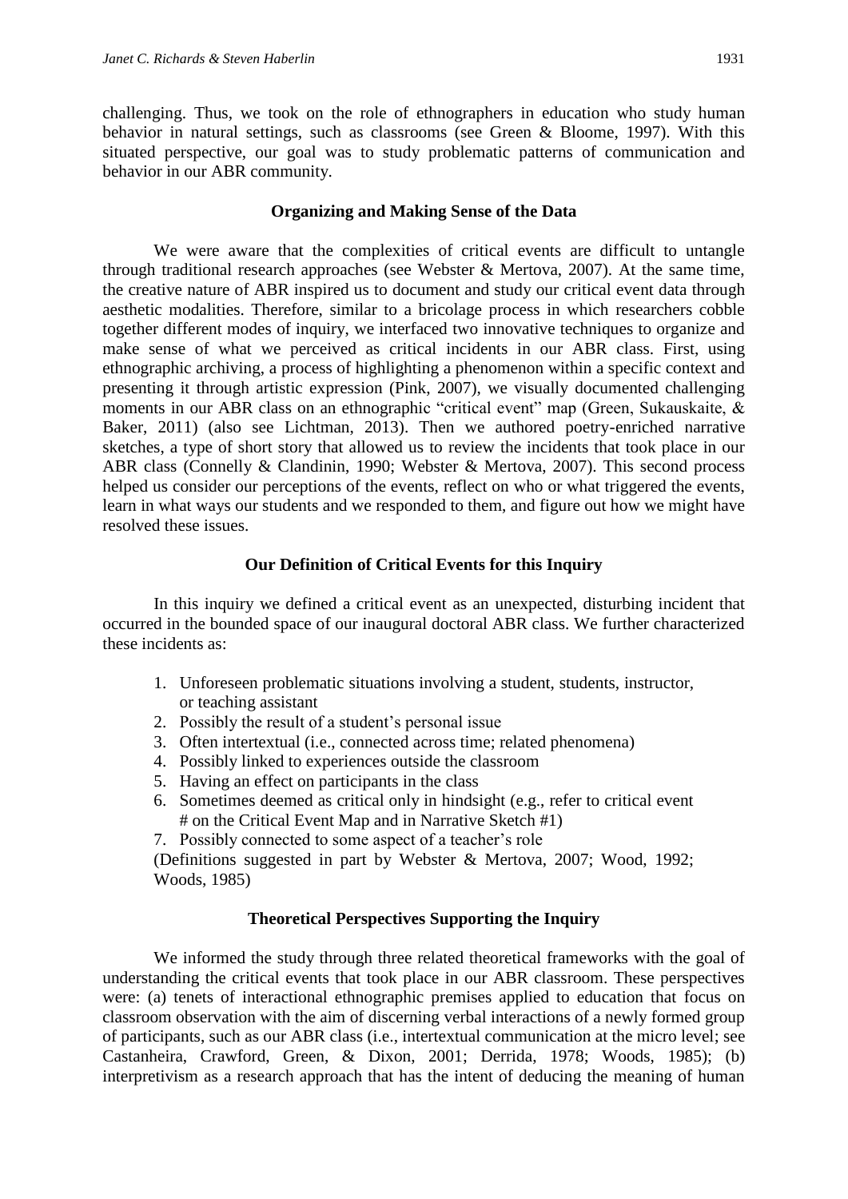challenging. Thus, we took on the role of ethnographers in education who study human behavior in natural settings, such as classrooms (see Green & Bloome, 1997). With this situated perspective, our goal was to study problematic patterns of communication and behavior in our ABR community.

## Organizing and Making Sense of the Data

We were aware that the complexities of critical events are difficult to untangle through traditional research approaches (see Webster & Mertova, 2007). At the same time, the creative nature of ABR inspired us to document and study our critical event data through aesthetic modalities. Therefore, similar to a bricolage process in which researchers cobble together different modes of inquiry, we interfaced two innovative techniques to organize and make sense of what we perceived as critical incidents in our ABR class. First, using ethnographic archiving, a process of highlighting a phenomenon within a specific context and presenting it through artistic expression (Pink, 2007), we visually documented challenging moments in our ABR class on an ethnographic "critical event" map (Green, Sukauskaite, & Baker, 2011) (also see Lichtman, 2013). Then we authored poetry-enriched narrative sketches, a type of short story that allowed us to review the incidents that took place in our ABR class (Connelly & Clandinin, 1990; Webster & Mertova, 2007). This second process helped us consider our perceptions of the events, reflect on who or what triggered the events, learn in what ways our students and we responded to them, and figure out how we might have resolved these issues.

## Our Definition of Critical Events for this Inquiry

In this inquiry we defined a critical event as an unexpected, disturbing incident that occurred in the bounded space of our inaugural doctoral ABR class. We further characterized these incidents as:

1. Unforeseen problematic situations involving a student, students, instructor, or teaching assistant
2. Possibly the result of a student's personal issue
3. Often intertextual (i.e., connected across time; related phenomena)
4. Possibly linked to experiences outside the classroom
5. Having an effect on participants in the class
6. Sometimes deemed as critical only in hindsight (e.g., refer to critical event # on the Critical Event Map and in Narrative Sketch #1)
7. Possibly connected to some aspect of a teacher's role

(Definitions suggested in part by Webster & Mertova, 2007; Wood, 1992; Woods, 1985)

## Theoretical Perspectives Supporting the Inquiry

We informed the study through three related theoretical frameworks with the goal of understanding the critical events that took place in our ABR classroom. These perspectives were: (a) tenets of interactional ethnographic premises applied to education that focus on classroom observation with the aim of discerning verbal interactions of a newly formed group of participants, such as our ABR class (i.e., intertextual communication at the micro level; see Castanheira, Crawford, Green, & Dixon, 2001; Derrida, 1978; Woods, 1985); (b) interpretivism as a research approach that has the intent of deducing the meaning of human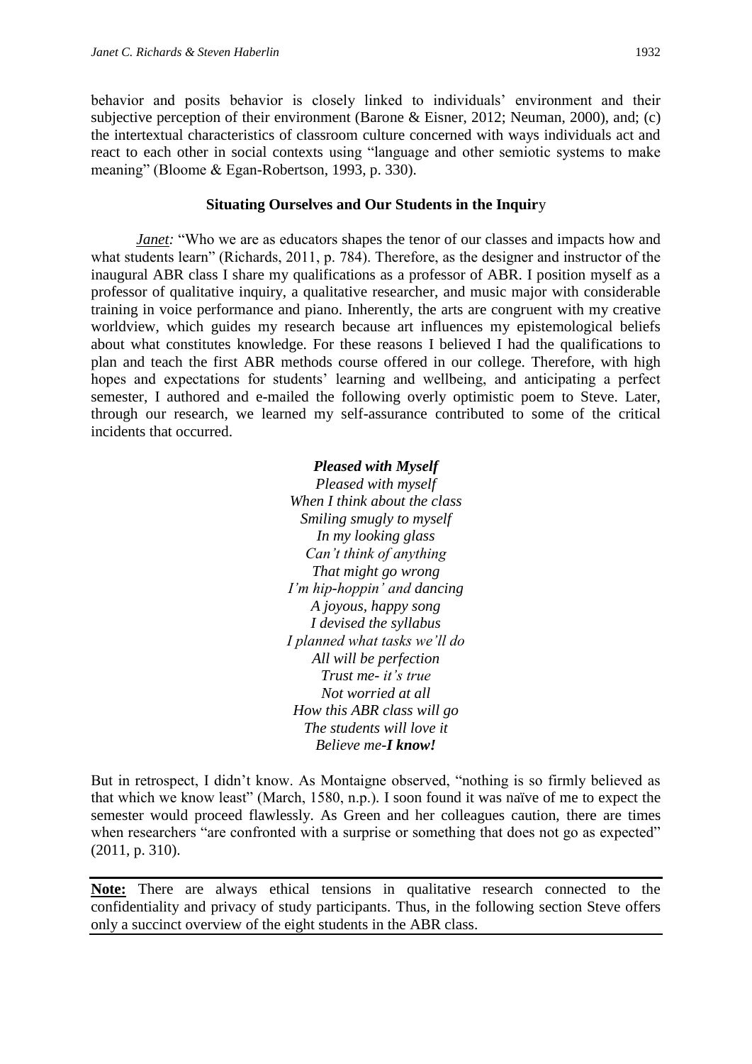behavior and posits behavior is closely linked to individuals' environment and their subjective perception of their environment (Barone & Eisner, 2012; Neuman, 2000), and; (c) the intertextual characteristics of classroom culture concerned with ways individuals act and react to each other in social contexts using "language and other semiotic systems to make meaning" (Bloome & Egan-Robertson, 1993, p. 330).

## Situating Ourselves and Our Students in the Inquiry

*Janet:* "Who we are as educators shapes the tenor of our classes and impacts how and what students learn" (Richards, 2011, p. 784). Therefore, as the designer and instructor of the inaugural ABR class I share my qualifications as a professor of ABR. I position myself as a professor of qualitative inquiry, a qualitative researcher, and music major with considerable training in voice performance and piano. Inherently, the arts are congruent with my creative worldview, which guides my research because art influences my epistemological beliefs about what constitutes knowledge. For these reasons I believed I had the qualifications to plan and teach the first ABR methods course offered in our college. Therefore, with high hopes and expectations for students' learning and wellbeing, and anticipating a perfect semester, I authored and e-mailed the following overly optimistic poem to Steve. Later, through our research, we learned my self-assurance contributed to some of the critical incidents that occurred.

***Pleased with Myself***
*Pleased with myself*
*When I think about the class*
*Smiling smugly to myself*
*In my looking glass*
*Can't think of anything*
*That might go wrong*
*I'm hip-hoppin' and dancing*
*A joyous, happy song*
*I devised the syllabus*
*I planned what tasks we'll do*
*All will be perfection*
*Trust me- it's true*
*Not worried at all*
*How this ABR class will go*
*The students will love it*
*Believe me-**I know!***

But in retrospect, I didn't know. As Montaigne observed, "nothing is so firmly believed as that which we know least" (March, 1580, n.p.). I soon found it was naïve of me to expect the semester would proceed flawlessly. As Green and her colleagues caution, there are times when researchers "are confronted with a surprise or something that does not go as expected" (2011, p. 310).

**Note:** There are always ethical tensions in qualitative research connected to the confidentiality and privacy of study participants. Thus, in the following section Steve offers only a succinct overview of the eight students in the ABR class.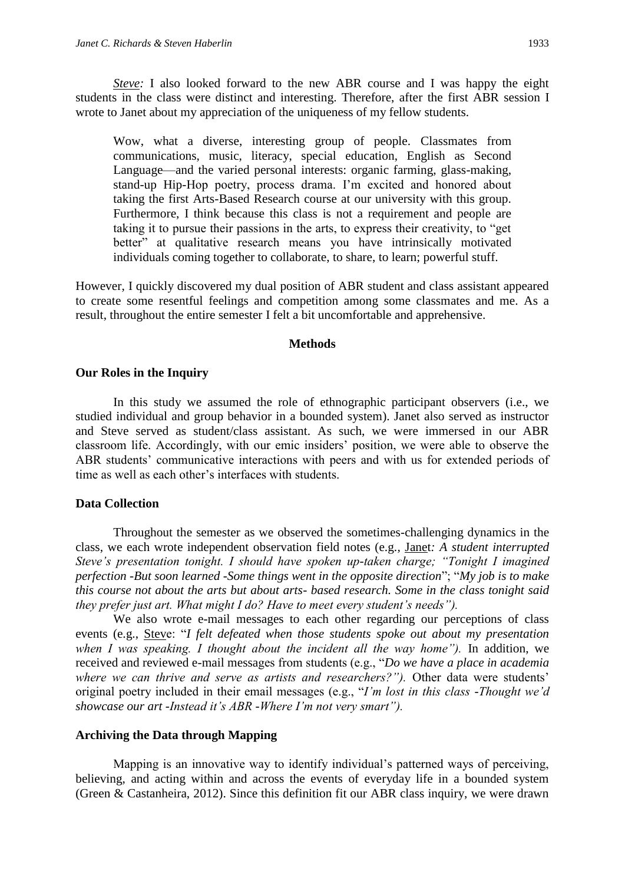*Steve:* I also looked forward to the new ABR course and I was happy the eight students in the class were distinct and interesting. Therefore, after the first ABR session I wrote to Janet about my appreciation of the uniqueness of my fellow students.

> Wow, what a diverse, interesting group of people. Classmates from communications, music, literacy, special education, English as Second Language—and the varied personal interests: organic farming, glass-making, stand-up Hip-Hop poetry, process drama. I'm excited and honored about taking the first Arts-Based Research course at our university with this group. Furthermore, I think because this class is not a requirement and people are taking it to pursue their passions in the arts, to express their creativity, to "get better" at qualitative research means you have intrinsically motivated individuals coming together to collaborate, to share, to learn; powerful stuff.

However, I quickly discovered my dual position of ABR student and class assistant appeared to create some resentful feelings and competition among some classmates and me. As a result, throughout the entire semester I felt a bit uncomfortable and apprehensive.

## Methods

### Our Roles in the Inquiry

In this study we assumed the role of ethnographic participant observers (i.e., we studied individual and group behavior in a bounded system). Janet also served as instructor and Steve served as student/class assistant. As such, we were immersed in our ABR classroom life. Accordingly, with our emic insiders' position, we were able to observe the ABR students' communicative interactions with peers and with us for extended periods of time as well as each other's interfaces with students.

### Data Collection

Throughout the semester as we observed the sometimes-challenging dynamics in the class, we each wrote independent observation field notes (e.g., Janet*: A student interrupted Steve's presentation tonight. I should have spoken up-taken charge; "Tonight I imagined perfection -But soon learned -Some things went in the opposite direction*"; "*My job is to make this course not about the arts but about arts- based research. Some in the class tonight said they prefer just art. What might I do? Have to meet every student's needs").*

We also wrote e-mail messages to each other regarding our perceptions of class events (e.g., Steve: "*I felt defeated when those students spoke out about my presentation when I was speaking. I thought about the incident all the way home").* In addition, we received and reviewed e-mail messages from students (e.g., "*Do we have a place in academia where we can thrive and serve as artists and researchers?").* Other data were students' original poetry included in their email messages (e.g., "*I'm lost in this class -Thought we'd showcase our art -Instead it's ABR -Where I'm not very smart").*

### Archiving the Data through Mapping

Mapping is an innovative way to identify individual's patterned ways of perceiving, believing, and acting within and across the events of everyday life in a bounded system (Green & Castanheira, 2012). Since this definition fit our ABR class inquiry, we were drawn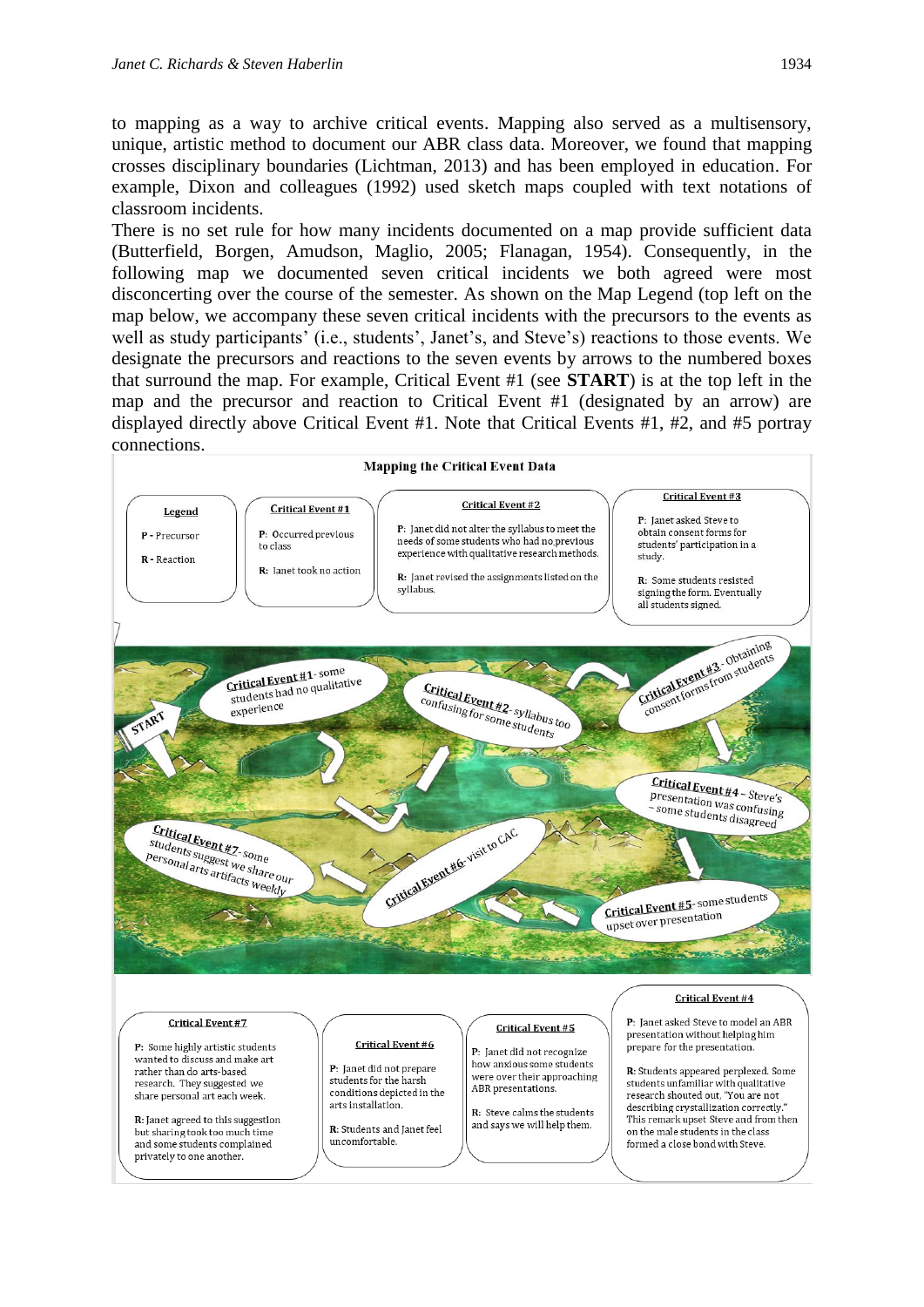to mapping as a way to archive critical events. Mapping also served as a multisensory, unique, artistic method to document our ABR class data. Moreover, we found that mapping crosses disciplinary boundaries (Lichtman, 2013) and has been employed in education. For example, Dixon and colleagues (1992) used sketch maps coupled with text notations of classroom incidents.

There is no set rule for how many incidents documented on a map provide sufficient data (Butterfield, Borgen, Amudson, Maglio, 2005; Flanagan, 1954). Consequently, in the following map we documented seven critical incidents we both agreed were most disconcerting over the course of the semester. As shown on the Map Legend (top left on the map below, we accompany these seven critical incidents with the precursors to the events as well as study participants' (i.e., students', Janet's, and Steve's) reactions to those events. We designate the precursors and reactions to the seven events by arrows to the numbered boxes that surround the map. For example, Critical Event #1 (see **START**) is at the top left in the map and the precursor and reaction to Critical Event #1 (designated by an arrow) are displayed directly above Critical Event #1. Note that Critical Events #1, #2, and #5 portray connections.

**Mapping the Critical Event Data**

**Legend**

P - Precursor

R - Reaction

**Critical Event #1**

P: Occurred previous to class

R: Janet took no action

**Critical Event #2**

P: Janet did not alter the syllabus to meet the needs of some students who had no previous experience with qualitative research methods.

R: Janet revised the assignments listed on the syllabus.

**Critical Event #3**

P: Janet asked Steve to obtain consent forms for students' participation in a study.

R: Some students resisted signing the form. Eventually all students signed.

START

Critical Event #1 - some students had no qualitative experience

Critical Event #2 - syllabus too confusing for some students

Critical Event #3 - Obtaining consent forms from students

Critical Event #4 – Steve's presentation was confusing – some students disagreed

Critical Event #5 - some students upset over presentation

Critical Event #6 - visit to CAC

Critical Event #7 - some students suggest we share our personal arts artifacts weekly

**Critical Event #7**

P: Some highly artistic students wanted to discuss and make art rather than do arts-based research. They suggested we share personal art each week.

R: Janet agreed to this suggestion but sharing took too much time and some students complained privately to one another.

**Critical Event #6**

P: Janet did not prepare students for the harsh conditions depicted in the arts installation.

R: Students and Janet feel uncomfortable.

**Critical Event #5**

P: Janet did not recognize how anxious some students were over their approaching ABR presentations.

R: Steve calms the students and says we will help them.

**Critical Event #4**

P: Janet asked Steve to model an ABR presentation without helping him prepare for the presentation.

R: Students appeared perplexed. Some students unfamiliar with qualitative research shouted out, "You are not describing crystallization correctly." This remark upset Steve and from then on the male students in the class formed a close bond with Steve.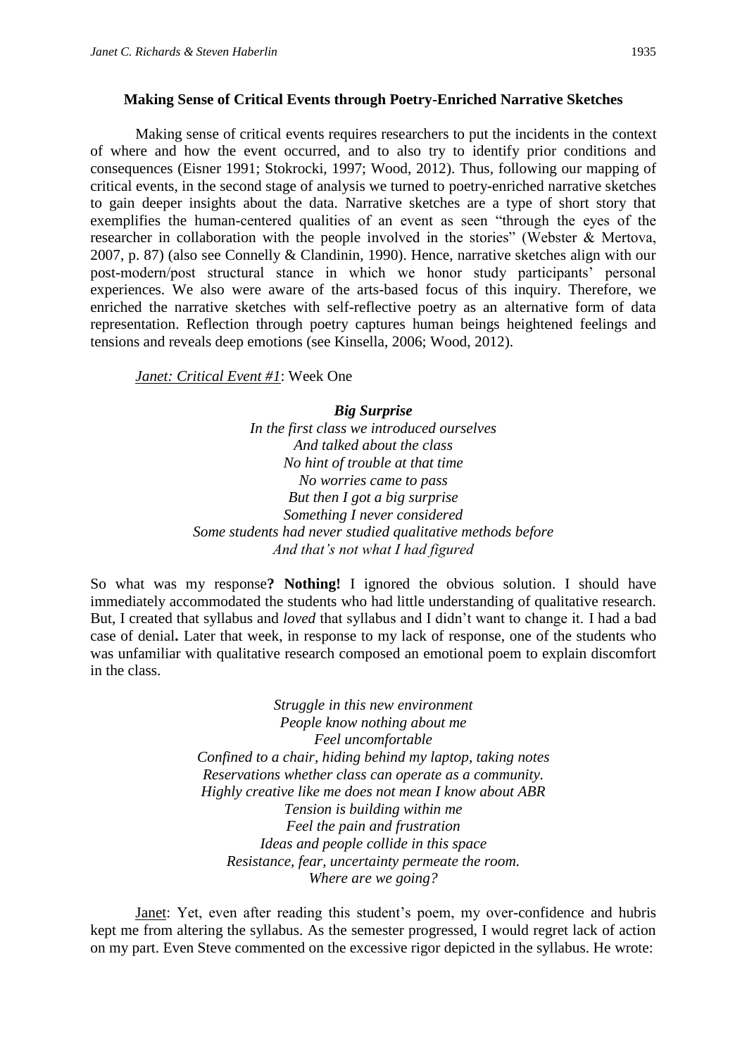### Making Sense of Critical Events through Poetry-Enriched Narrative Sketches

Making sense of critical events requires researchers to put the incidents in the context of where and how the event occurred, and to also try to identify prior conditions and consequences (Eisner 1991; Stokrocki, 1997; Wood, 2012). Thus, following our mapping of critical events, in the second stage of analysis we turned to poetry-enriched narrative sketches to gain deeper insights about the data. Narrative sketches are a type of short story that exemplifies the human-centered qualities of an event as seen "through the eyes of the researcher in collaboration with the people involved in the stories" (Webster & Mertova, 2007, p. 87) (also see Connelly & Clandinin, 1990). Hence, narrative sketches align with our post-modern/post structural stance in which we honor study participants' personal experiences. We also were aware of the arts-based focus of this inquiry. Therefore, we enriched the narrative sketches with self-reflective poetry as an alternative form of data representation. Reflection through poetry captures human beings heightened feelings and tensions and reveals deep emotions (see Kinsella, 2006; Wood, 2012).

*Janet: Critical Event #1*: Week One

***Big Surprise***
*In the first class we introduced ourselves*
*And talked about the class*
*No hint of trouble at that time*
*No worries came to pass*
*But then I got a big surprise*
*Something I never considered*
*Some students had never studied qualitative methods before*
*And that's not what I had figured*

So what was my response**? Nothing!** I ignored the obvious solution. I should have immediately accommodated the students who had little understanding of qualitative research. But, I created that syllabus and *loved* that syllabus and I didn't want to change it. I had a bad case of denial**.** Later that week, in response to my lack of response, one of the students who was unfamiliar with qualitative research composed an emotional poem to explain discomfort in the class.

*Struggle in this new environment*
*People know nothing about me*
*Feel uncomfortable*
*Confined to a chair, hiding behind my laptop, taking notes*
*Reservations whether class can operate as a community.*
*Highly creative like me does not mean I know about ABR*
*Tension is building within me*
*Feel the pain and frustration*
*Ideas and people collide in this space*
*Resistance, fear, uncertainty permeate the room.*
*Where are we going?*

Janet: Yet, even after reading this student's poem, my over-confidence and hubris kept me from altering the syllabus. As the semester progressed, I would regret lack of action on my part. Even Steve commented on the excessive rigor depicted in the syllabus. He wrote: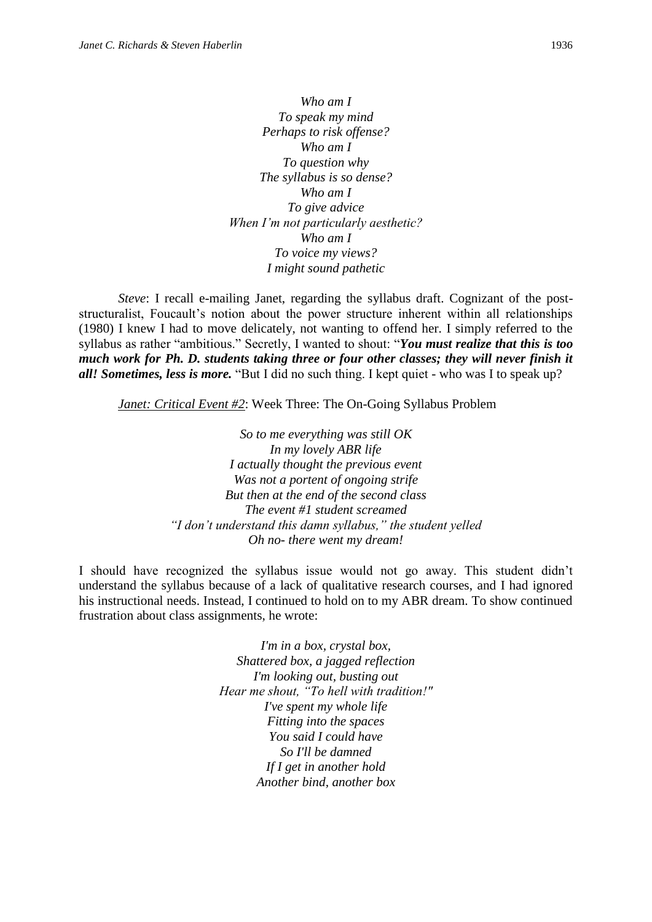*Who am I*
*To speak my mind*
*Perhaps to risk offense?*
*Who am I*
*To question why*
*The syllabus is so dense?*
*Who am I*
*To give advice*
*When I'm not particularly aesthetic?*
*Who am I*
*To voice my views?*
*I might sound pathetic*

*Steve*: I recall e-mailing Janet, regarding the syllabus draft. Cognizant of the post-structuralist, Foucault's notion about the power structure inherent within all relationships (1980) I knew I had to move delicately, not wanting to offend her. I simply referred to the syllabus as rather "ambitious." Secretly, I wanted to shout: "***You must realize that this is too much work for Ph. D. students taking three or four other classes; they will never finish it all! Sometimes, less is more.*** "But I did no such thing. I kept quiet - who was I to speak up?

<u>*Janet: Critical Event #2*</u>: Week Three: The On-Going Syllabus Problem

*So to me everything was still OK*
*In my lovely ABR life*
*I actually thought the previous event*
*Was not a portent of ongoing strife*
*But then at the end of the second class*
*The event #1 student screamed*
*"I don't understand this damn syllabus," the student yelled*
*Oh no- there went my dream!*

I should have recognized the syllabus issue would not go away. This student didn't understand the syllabus because of a lack of qualitative research courses, and I had ignored his instructional needs. Instead, I continued to hold on to my ABR dream. To show continued frustration about class assignments, he wrote:

*I'm in a box, crystal box,*
*Shattered box, a jagged reflection*
*I'm looking out, busting out*
*Hear me shout, "To hell with tradition!"*
*I've spent my whole life*
*Fitting into the spaces*
*You said I could have*
*So I'll be damned*
*If I get in another hold*
*Another bind, another box*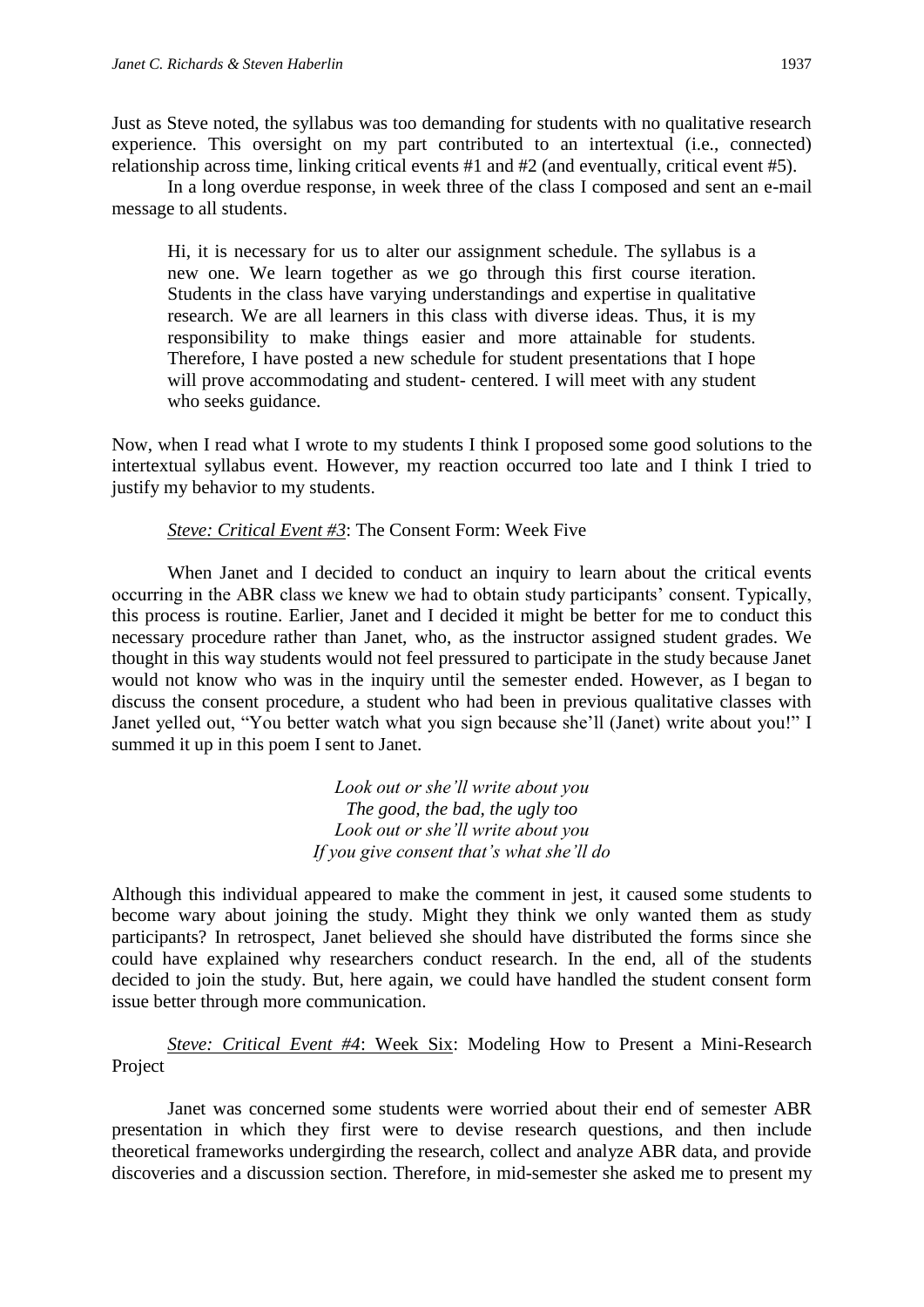Just as Steve noted, the syllabus was too demanding for students with no qualitative research experience. This oversight on my part contributed to an intertextual (i.e., connected) relationship across time, linking critical events #1 and #2 (and eventually, critical event #5).

In a long overdue response, in week three of the class I composed and sent an e-mail message to all students.

> Hi, it is necessary for us to alter our assignment schedule. The syllabus is a new one. We learn together as we go through this first course iteration. Students in the class have varying understandings and expertise in qualitative research. We are all learners in this class with diverse ideas. Thus, it is my responsibility to make things easier and more attainable for students. Therefore, I have posted a new schedule for student presentations that I hope will prove accommodating and student- centered. I will meet with any student who seeks guidance.

Now, when I read what I wrote to my students I think I proposed some good solutions to the intertextual syllabus event. However, my reaction occurred too late and I think I tried to justify my behavior to my students.

*Steve: Critical Event #3*: The Consent Form: Week Five

When Janet and I decided to conduct an inquiry to learn about the critical events occurring in the ABR class we knew we had to obtain study participants' consent. Typically, this process is routine. Earlier, Janet and I decided it might be better for me to conduct this necessary procedure rather than Janet, who, as the instructor assigned student grades. We thought in this way students would not feel pressured to participate in the study because Janet would not know who was in the inquiry until the semester ended. However, as I began to discuss the consent procedure, a student who had been in previous qualitative classes with Janet yelled out, "You better watch what you sign because she'll (Janet) write about you!" I summed it up in this poem I sent to Janet.

*Look out or she'll write about you*  
*The good, the bad, the ugly too*  
*Look out or she'll write about you*  
*If you give consent that's what she'll do*

Although this individual appeared to make the comment in jest, it caused some students to become wary about joining the study. Might they think we only wanted them as study participants? In retrospect, Janet believed she should have distributed the forms since she could have explained why researchers conduct research. In the end, all of the students decided to join the study. But, here again, we could have handled the student consent form issue better through more communication.

*Steve: Critical Event #4*: Week Six: Modeling How to Present a Mini-Research Project

Janet was concerned some students were worried about their end of semester ABR presentation in which they first were to devise research questions, and then include theoretical frameworks undergirding the research, collect and analyze ABR data, and provide discoveries and a discussion section. Therefore, in mid-semester she asked me to present my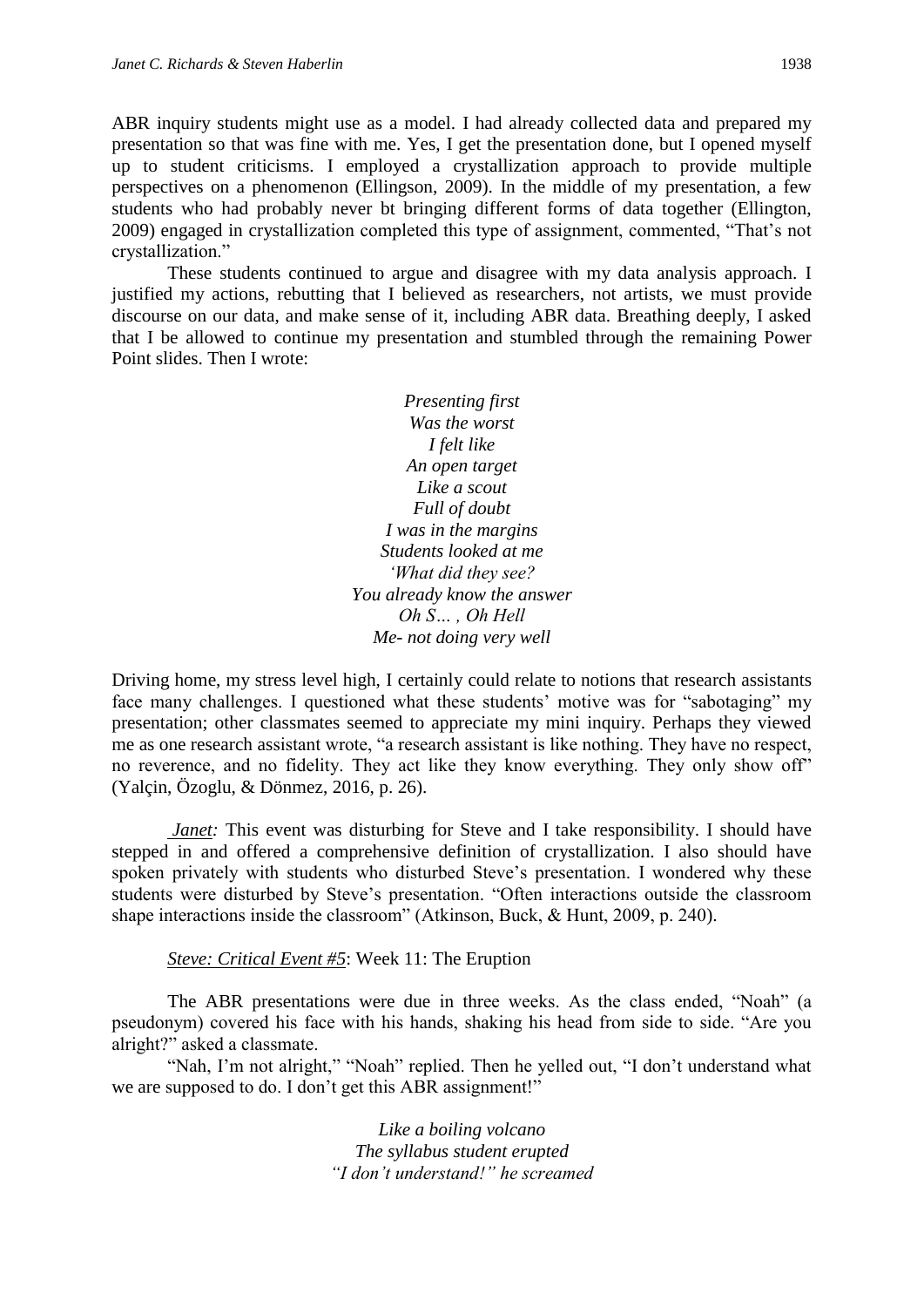ABR inquiry students might use as a model. I had already collected data and prepared my presentation so that was fine with me. Yes, I get the presentation done, but I opened myself up to student criticisms. I employed a crystallization approach to provide multiple perspectives on a phenomenon (Ellingson, 2009). In the middle of my presentation, a few students who had probably never bt bringing different forms of data together (Ellington, 2009) engaged in crystallization completed this type of assignment, commented, "That's not crystallization."

These students continued to argue and disagree with my data analysis approach. I justified my actions, rebutting that I believed as researchers, not artists, we must provide discourse on our data, and make sense of it, including ABR data. Breathing deeply, I asked that I be allowed to continue my presentation and stumbled through the remaining Power Point slides. Then I wrote:

*Presenting first*
*Was the worst*
*I felt like*
*An open target*
*Like a scout*
*Full of doubt*
*I was in the margins*
*Students looked at me*
*'What did they see?*
*You already know the answer*
*Oh S… , Oh Hell*
*Me- not doing very well*

Driving home, my stress level high, I certainly could relate to notions that research assistants face many challenges. I questioned what these students' motive was for "sabotaging" my presentation; other classmates seemed to appreciate my mini inquiry. Perhaps they viewed me as one research assistant wrote, "a research assistant is like nothing. They have no respect, no reverence, and no fidelity. They act like they know everything. They only show off" (Yalçin, Özoglu, & Dönmez, 2016, p. 26).

*Janet:* This event was disturbing for Steve and I take responsibility. I should have stepped in and offered a comprehensive definition of crystallization. I also should have spoken privately with students who disturbed Steve's presentation. I wondered why these students were disturbed by Steve's presentation. "Often interactions outside the classroom shape interactions inside the classroom" (Atkinson, Buck, & Hunt, 2009, p. 240).

*Steve: Critical Event #5*: Week 11: The Eruption

The ABR presentations were due in three weeks. As the class ended, "Noah" (a pseudonym) covered his face with his hands, shaking his head from side to side. "Are you alright?" asked a classmate.

"Nah, I'm not alright," "Noah" replied. Then he yelled out, "I don't understand what we are supposed to do. I don't get this ABR assignment!"

*Like a boiling volcano*
*The syllabus student erupted*
*"I don't understand!" he screamed*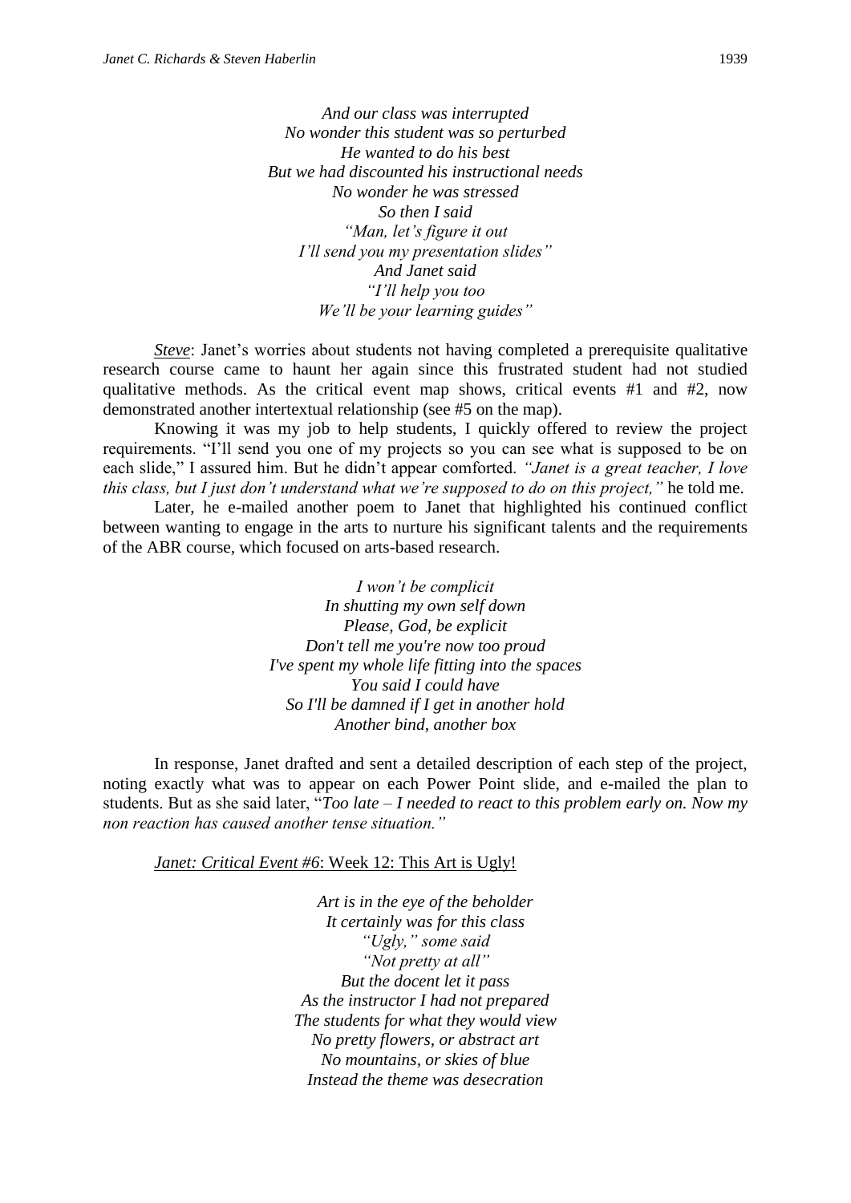*And our class was interrupted*
*No wonder this student was so perturbed*
*He wanted to do his best*
*But we had discounted his instructional needs*
*No wonder he was stressed*
*So then I said*
*"Man, let's figure it out*
*I'll send you my presentation slides"*
*And Janet said*
*"I'll help you too*
*We'll be your learning guides"*

*Steve*: Janet's worries about students not having completed a prerequisite qualitative research course came to haunt her again since this frustrated student had not studied qualitative methods. As the critical event map shows, critical events #1 and #2, now demonstrated another intertextual relationship (see #5 on the map).

Knowing it was my job to help students, I quickly offered to review the project requirements. "I'll send you one of my projects so you can see what is supposed to be on each slide," I assured him. But he didn't appear comforted. *"Janet is a great teacher, I love this class, but I just don't understand what we're supposed to do on this project,"* he told me.

Later, he e-mailed another poem to Janet that highlighted his continued conflict between wanting to engage in the arts to nurture his significant talents and the requirements of the ABR course, which focused on arts-based research.

*I won't be complicit*
*In shutting my own self down*
*Please, God, be explicit*
*Don't tell me you're now too proud*
*I've spent my whole life fitting into the spaces*
*You said I could have*
*So I'll be damned if I get in another hold*
*Another bind, another box*

In response, Janet drafted and sent a detailed description of each step of the project, noting exactly what was to appear on each Power Point slide, and e-mailed the plan to students. But as she said later, "*Too late – I needed to react to this problem early on. Now my non reaction has caused another tense situation."*

*Janet: Critical Event #6*: Week 12: This Art is Ugly!

*Art is in the eye of the beholder*
*It certainly was for this class*
*"Ugly," some said*
*"Not pretty at all"*
*But the docent let it pass*
*As the instructor I had not prepared*
*The students for what they would view*
*No pretty flowers, or abstract art*
*No mountains, or skies of blue*
*Instead the theme was desecration*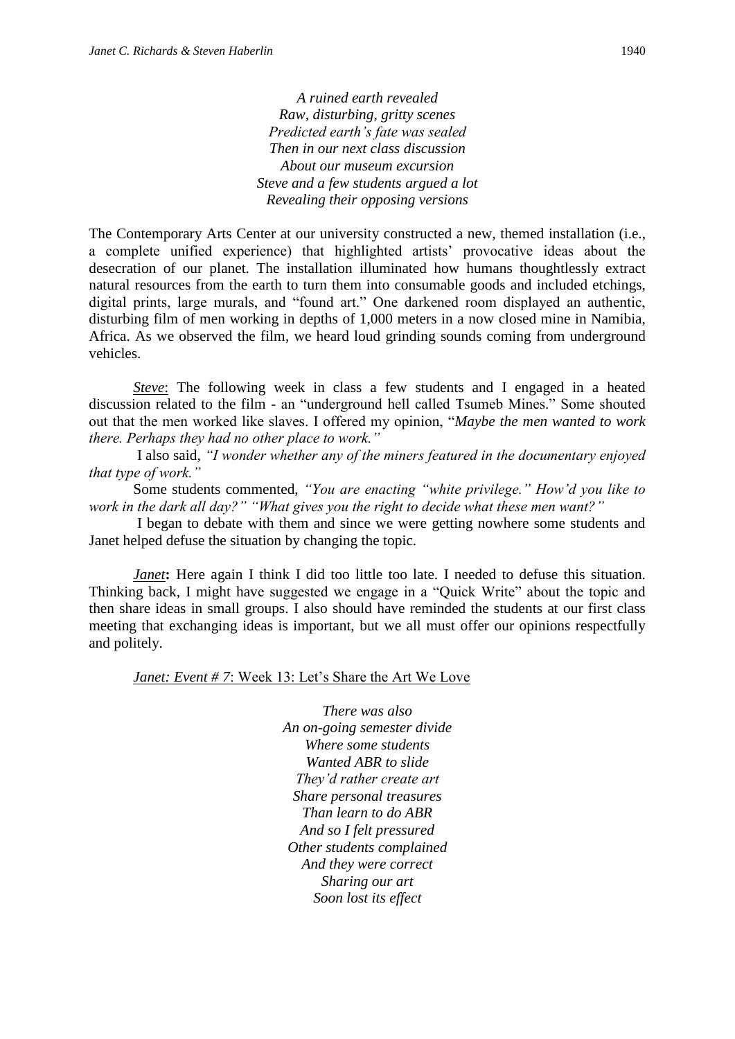*A ruined earth revealed*
*Raw, disturbing, gritty scenes*
*Predicted earth's fate was sealed*
*Then in our next class discussion*
*About our museum excursion*
*Steve and a few students argued a lot*
*Revealing their opposing versions*

The Contemporary Arts Center at our university constructed a new, themed installation (i.e., a complete unified experience) that highlighted artists' provocative ideas about the desecration of our planet. The installation illuminated how humans thoughtlessly extract natural resources from the earth to turn them into consumable goods and included etchings, digital prints, large murals, and "found art." One darkened room displayed an authentic, disturbing film of men working in depths of 1,000 meters in a now closed mine in Namibia, Africa. As we observed the film, we heard loud grinding sounds coming from underground vehicles.

*Steve*: The following week in class a few students and I engaged in a heated discussion related to the film - an "underground hell called Tsumeb Mines." Some shouted out that the men worked like slaves. I offered my opinion, "*Maybe the men wanted to work there. Perhaps they had no other place to work."*

I also said, *"I wonder whether any of the miners featured in the documentary enjoyed that type of work."*

Some students commented, *"You are enacting "white privilege." How'd you like to work in the dark all day?" "What gives you the right to decide what these men want?"*

I began to debate with them and since we were getting nowhere some students and Janet helped defuse the situation by changing the topic.

*Janet***:** Here again I think I did too little too late. I needed to defuse this situation. Thinking back, I might have suggested we engage in a "Quick Write" about the topic and then share ideas in small groups. I also should have reminded the students at our first class meeting that exchanging ideas is important, but we all must offer our opinions respectfully and politely.

*Janet: Event # 7*: Week 13: Let's Share the Art We Love

*There was also*
*An on-going semester divide*
*Where some students*
*Wanted ABR to slide*
*They'd rather create art*
*Share personal treasures*
*Than learn to do ABR*
*And so I felt pressured*
*Other students complained*
*And they were correct*
*Sharing our art*
*Soon lost its effect*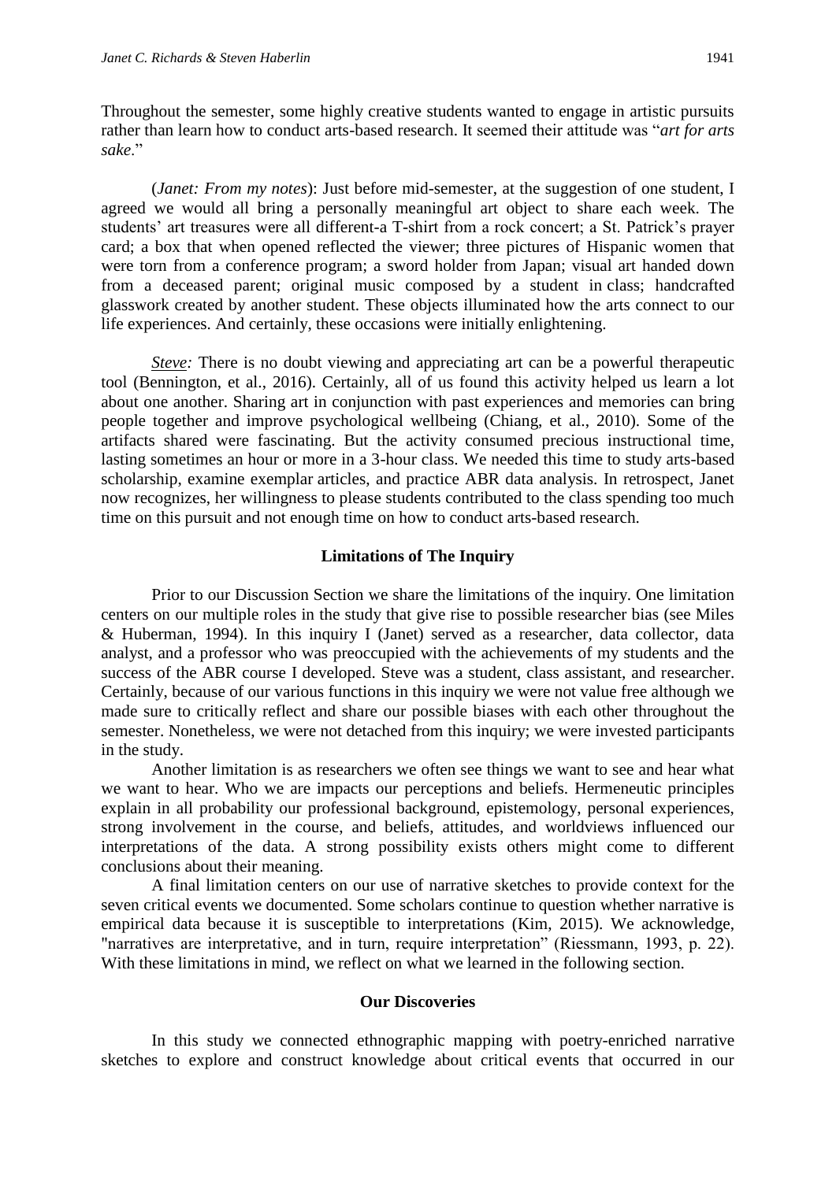Throughout the semester, some highly creative students wanted to engage in artistic pursuits rather than learn how to conduct arts-based research. It seemed their attitude was "*art for arts sake*."

(*Janet: From my notes*): Just before mid-semester, at the suggestion of one student, I agreed we would all bring a personally meaningful art object to share each week. The students' art treasures were all different-a T-shirt from a rock concert; a St. Patrick's prayer card; a box that when opened reflected the viewer; three pictures of Hispanic women that were torn from a conference program; a sword holder from Japan; visual art handed down from a deceased parent; original music composed by a student in class; handcrafted glasswork created by another student. These objects illuminated how the arts connect to our life experiences. And certainly, these occasions were initially enlightening.

*Steve:* There is no doubt viewing and appreciating art can be a powerful therapeutic tool (Bennington, et al., 2016). Certainly, all of us found this activity helped us learn a lot about one another. Sharing art in conjunction with past experiences and memories can bring people together and improve psychological wellbeing (Chiang, et al., 2010). Some of the artifacts shared were fascinating. But the activity consumed precious instructional time, lasting sometimes an hour or more in a 3-hour class. We needed this time to study arts-based scholarship, examine exemplar articles, and practice ABR data analysis. In retrospect, Janet now recognizes, her willingness to please students contributed to the class spending too much time on this pursuit and not enough time on how to conduct arts-based research.

## Limitations of The Inquiry

Prior to our Discussion Section we share the limitations of the inquiry. One limitation centers on our multiple roles in the study that give rise to possible researcher bias (see Miles & Huberman, 1994). In this inquiry I (Janet) served as a researcher, data collector, data analyst, and a professor who was preoccupied with the achievements of my students and the success of the ABR course I developed. Steve was a student, class assistant, and researcher. Certainly, because of our various functions in this inquiry we were not value free although we made sure to critically reflect and share our possible biases with each other throughout the semester. Nonetheless, we were not detached from this inquiry; we were invested participants in the study.

Another limitation is as researchers we often see things we want to see and hear what we want to hear. Who we are impacts our perceptions and beliefs. Hermeneutic principles explain in all probability our professional background, epistemology, personal experiences, strong involvement in the course, and beliefs, attitudes, and worldviews influenced our interpretations of the data. A strong possibility exists others might come to different conclusions about their meaning.

A final limitation centers on our use of narrative sketches to provide context for the seven critical events we documented. Some scholars continue to question whether narrative is empirical data because it is susceptible to interpretations (Kim, 2015). We acknowledge, "narratives are interpretative, and in turn, require interpretation" (Riessmann, 1993, p. 22). With these limitations in mind, we reflect on what we learned in the following section.

## Our Discoveries

In this study we connected ethnographic mapping with poetry-enriched narrative sketches to explore and construct knowledge about critical events that occurred in our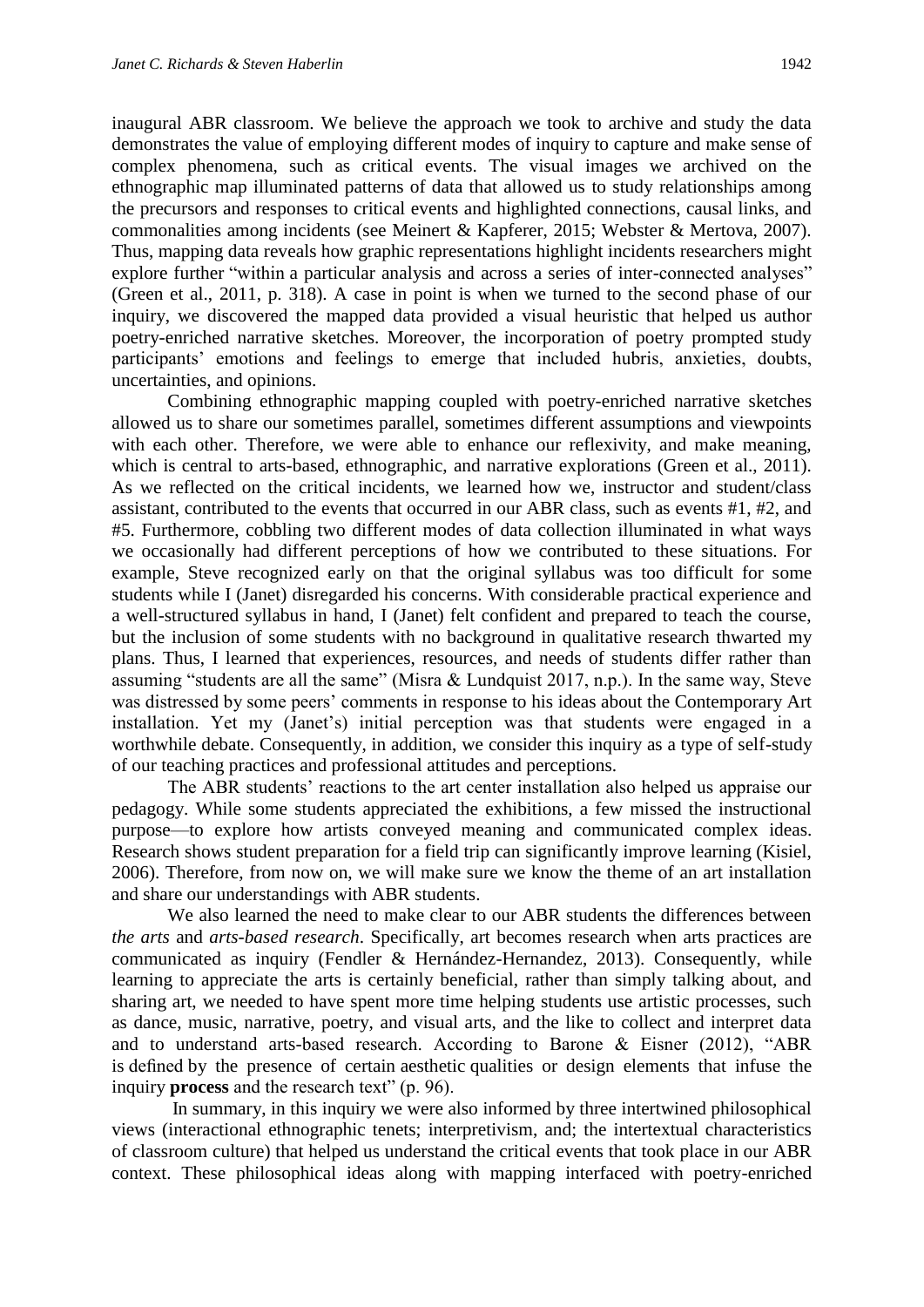inaugural ABR classroom. We believe the approach we took to archive and study the data demonstrates the value of employing different modes of inquiry to capture and make sense of complex phenomena, such as critical events. The visual images we archived on the ethnographic map illuminated patterns of data that allowed us to study relationships among the precursors and responses to critical events and highlighted connections, causal links, and commonalities among incidents (see Meinert & Kapferer, 2015; Webster & Mertova, 2007). Thus, mapping data reveals how graphic representations highlight incidents researchers might explore further "within a particular analysis and across a series of inter-connected analyses" (Green et al., 2011, p. 318). A case in point is when we turned to the second phase of our inquiry, we discovered the mapped data provided a visual heuristic that helped us author poetry-enriched narrative sketches. Moreover, the incorporation of poetry prompted study participants' emotions and feelings to emerge that included hubris, anxieties, doubts, uncertainties, and opinions.

Combining ethnographic mapping coupled with poetry-enriched narrative sketches allowed us to share our sometimes parallel, sometimes different assumptions and viewpoints with each other. Therefore, we were able to enhance our reflexivity, and make meaning, which is central to arts-based, ethnographic, and narrative explorations (Green et al., 2011). As we reflected on the critical incidents, we learned how we, instructor and student/class assistant, contributed to the events that occurred in our ABR class, such as events #1, #2, and #5. Furthermore, cobbling two different modes of data collection illuminated in what ways we occasionally had different perceptions of how we contributed to these situations. For example, Steve recognized early on that the original syllabus was too difficult for some students while I (Janet) disregarded his concerns. With considerable practical experience and a well-structured syllabus in hand, I (Janet) felt confident and prepared to teach the course, but the inclusion of some students with no background in qualitative research thwarted my plans. Thus, I learned that experiences, resources, and needs of students differ rather than assuming "students are all the same" (Misra & Lundquist 2017, n.p.). In the same way, Steve was distressed by some peers' comments in response to his ideas about the Contemporary Art installation. Yet my (Janet's) initial perception was that students were engaged in a worthwhile debate. Consequently, in addition, we consider this inquiry as a type of self-study of our teaching practices and professional attitudes and perceptions.

The ABR students' reactions to the art center installation also helped us appraise our pedagogy. While some students appreciated the exhibitions, a few missed the instructional purpose—to explore how artists conveyed meaning and communicated complex ideas. Research shows student preparation for a field trip can significantly improve learning (Kisiel, 2006). Therefore, from now on, we will make sure we know the theme of an art installation and share our understandings with ABR students.

We also learned the need to make clear to our ABR students the differences between *the arts* and *arts-based research*. Specifically, art becomes research when arts practices are communicated as inquiry (Fendler & Hernández-Hernandez, 2013). Consequently, while learning to appreciate the arts is certainly beneficial, rather than simply talking about, and sharing art, we needed to have spent more time helping students use artistic processes, such as dance, music, narrative, poetry, and visual arts, and the like to collect and interpret data and to understand arts-based research. According to Barone & Eisner (2012), "ABR is defined by the presence of certain aesthetic qualities or design elements that infuse the inquiry **process** and the research text" (p. 96).

In summary, in this inquiry we were also informed by three intertwined philosophical views (interactional ethnographic tenets; interpretivism, and; the intertextual characteristics of classroom culture) that helped us understand the critical events that took place in our ABR context. These philosophical ideas along with mapping interfaced with poetry-enriched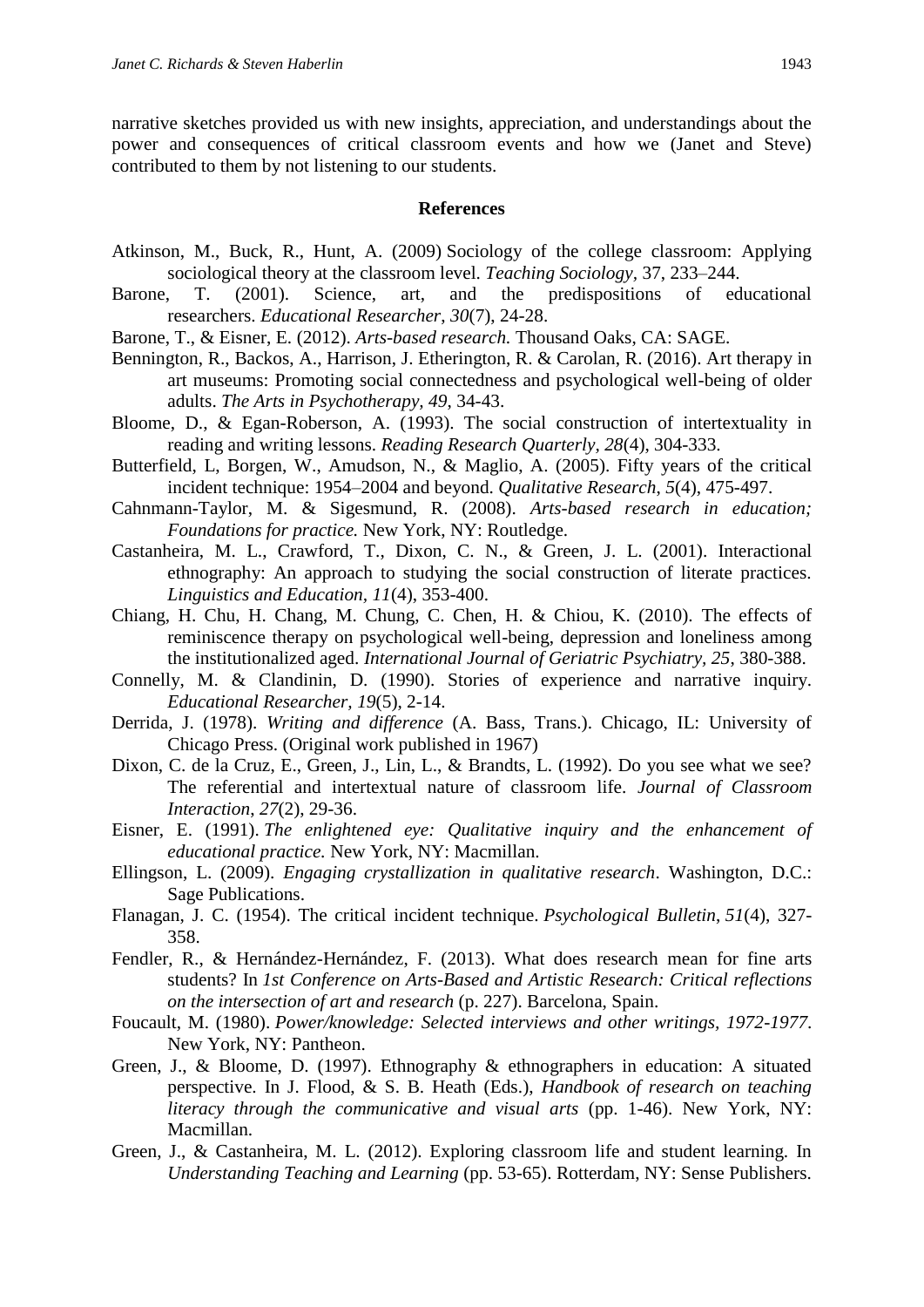narrative sketches provided us with new insights, appreciation, and understandings about the power and consequences of critical classroom events and how we (Janet and Steve) contributed to them by not listening to our students.

## References

Atkinson, M., Buck, R., Hunt, A. (2009) Sociology of the college classroom: Applying sociological theory at the classroom level. *Teaching Sociology*, 37, 233–244.

Barone, T. (2001). Science, art, and the predispositions of educational researchers. *Educational Researcher*, *30*(7), 24-28.

Barone, T., & Eisner, E. (2012). *Arts-based research.* Thousand Oaks, CA: SAGE.

Bennington, R., Backos, A., Harrison, J. Etherington, R. & Carolan, R. (2016). Art therapy in art museums: Promoting social connectedness and psychological well-being of older adults. *The Arts in Psychotherapy, 49*, 34-43.

Bloome, D., & Egan-Roberson, A. (1993). The social construction of intertextuality in reading and writing lessons. *Reading Research Quarterly, 28*(4), 304-333.

Butterfield, L, Borgen, W., Amudson, N., & Maglio, A. (2005). Fifty years of the critical incident technique: 1954–2004 and beyond. *Qualitative Research*, *5*(4), 475-497.

Cahnmann-Taylor, M. & Sigesmund, R. (2008). *Arts-based research in education; Foundations for practice.* New York, NY: Routledge.

Castanheira, M. L., Crawford, T., Dixon, C. N., & Green, J. L. (2001). Interactional ethnography: An approach to studying the social construction of literate practices. *Linguistics and Education*, *11*(4), 353-400.

Chiang, H. Chu, H. Chang, M. Chung, C. Chen, H. & Chiou, K. (2010). The effects of reminiscence therapy on psychological well-being, depression and loneliness among the institutionalized aged. *International Journal of Geriatric Psychiatry, 25*, 380-388.

Connelly, M. & Clandinin, D. (1990). Stories of experience and narrative inquiry. *Educational Researcher, 19*(5), 2-14.

Derrida, J. (1978). *Writing and difference* (A. Bass, Trans.). Chicago, IL: University of Chicago Press. (Original work published in 1967)

Dixon, C. de la Cruz, E., Green, J., Lin, L., & Brandts, L. (1992). Do you see what we see? The referential and intertextual nature of classroom life. *Journal of Classroom Interaction*, *27*(2), 29-36.

Eisner, E. (1991). *The enlightened eye: Qualitative inquiry and the enhancement of educational practice.* New York, NY: Macmillan.

Ellingson, L. (2009). *Engaging crystallization in qualitative research*. Washington, D.C.: Sage Publications.

Flanagan, J. C. (1954). The critical incident technique. *Psychological Bulletin*, *51*(4), 327-358.

Fendler, R., & Hernández-Hernández, F. (2013). What does research mean for fine arts students? In *1st Conference on Arts-Based and Artistic Research: Critical reflections on the intersection of art and research* (p. 227). Barcelona, Spain.

Foucault, M. (1980). *Power/knowledge: Selected interviews and other writings, 1972-1977*. New York, NY: Pantheon.

Green, J., & Bloome, D. (1997). Ethnography & ethnographers in education: A situated perspective. In J. Flood, & S. B. Heath (Eds.), *Handbook of research on teaching literacy through the communicative and visual arts* (pp. 1-46). New York, NY: Macmillan.

Green, J., & Castanheira, M. L. (2012). Exploring classroom life and student learning. In *Understanding Teaching and Learning* (pp. 53-65). Rotterdam, NY: Sense Publishers.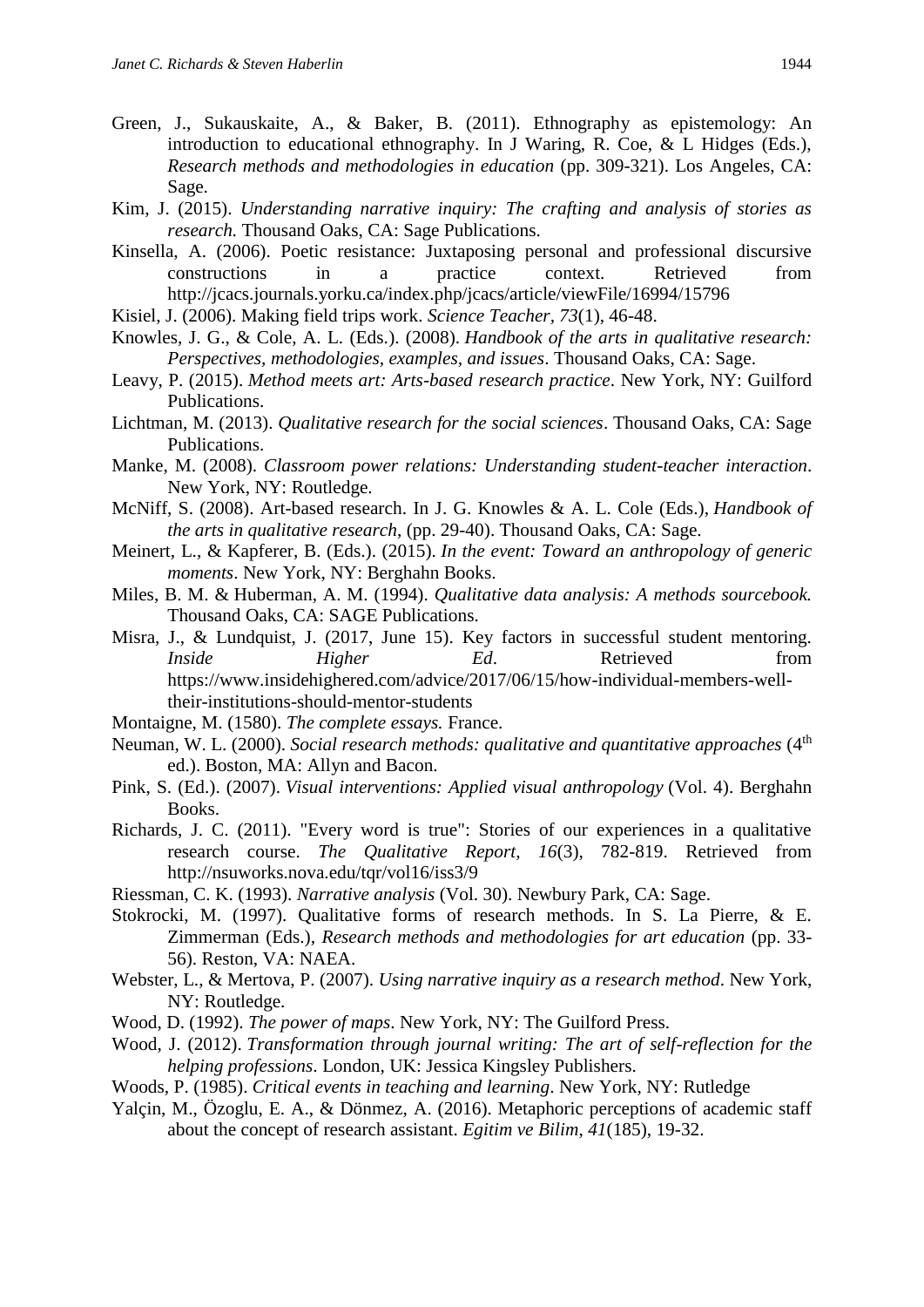Green, J., Sukauskaite, A., & Baker, B. (2011). Ethnography as epistemology: An introduction to educational ethnography. In J Waring, R. Coe, & L Hidges (Eds.), *Research methods and methodologies in education* (pp. 309-321). Los Angeles, CA: Sage.

Kim, J. (2015). *Understanding narrative inquiry: The crafting and analysis of stories as research.* Thousand Oaks, CA: Sage Publications.

Kinsella, A. (2006). Poetic resistance: Juxtaposing personal and professional discursive constructions in a practice context. Retrieved from http://jcacs.journals.yorku.ca/index.php/jcacs/article/viewFile/16994/15796

Kisiel, J. (2006). Making field trips work. *Science Teacher*, *73*(1), 46-48.

Knowles, J. G., & Cole, A. L. (Eds.). (2008). *Handbook of the arts in qualitative research: Perspectives, methodologies, examples, and issues*. Thousand Oaks, CA: Sage.

Leavy, P. (2015). *Method meets art: Arts-based research practice*. New York, NY: Guilford Publications.

Lichtman, M. (2013). *Qualitative research for the social sciences*. Thousand Oaks, CA: Sage Publications.

Manke, M. (2008). *Classroom power relations: Understanding student-teacher interaction*. New York, NY: Routledge.

McNiff, S. (2008). Art-based research. In J. G. Knowles & A. L. Cole (Eds.), *Handbook of the arts in qualitative research*, (pp. 29-40). Thousand Oaks, CA: Sage.

Meinert, L., & Kapferer, B. (Eds.). (2015). *In the event: Toward an anthropology of generic moments*. New York, NY: Berghahn Books.

Miles, B. M. & Huberman, A. M. (1994). *Qualitative data analysis: A methods sourcebook.* Thousand Oaks, CA: SAGE Publications.

Misra, J., & Lundquist, J. (2017, June 15). Key factors in successful student mentoring. *Inside Higher Ed*. Retrieved from https://www.insidehighered.com/advice/2017/06/15/how-individual-members-well-their-institutions-should-mentor-students

Montaigne, M. (1580). *The complete essays.* France.

Neuman, W. L. (2000). *Social research methods: qualitative and quantitative approaches* (4th ed.). Boston, MA: Allyn and Bacon.

Pink, S. (Ed.). (2007). *Visual interventions: Applied visual anthropology* (Vol. 4). Berghahn Books.

Richards, J. C. (2011). "Every word is true": Stories of our experiences in a qualitative research course. *The Qualitative Report, 16*(3), 782-819. Retrieved from http://nsuworks.nova.edu/tqr/vol16/iss3/9

Riessman, C. K. (1993). *Narrative analysis* (Vol. 30). Newbury Park, CA: Sage.

Stokrocki, M. (1997). Qualitative forms of research methods. In S. La Pierre, & E. Zimmerman (Eds.), *Research methods and methodologies for art education* (pp. 33-56). Reston, VA: NAEA.

Webster, L., & Mertova, P. (2007). *Using narrative inquiry as a research method*. New York, NY: Routledge.

Wood, D. (1992). *The power of maps*. New York, NY: The Guilford Press.

Wood, J. (2012). *Transformation through journal writing: The art of self-reflection for the helping professions*. London, UK: Jessica Kingsley Publishers.

Woods, P. (1985). *Critical events in teaching and learning*. New York, NY: Rutledge

Yalçin, M., Özoglu, E. A., & Dönmez, A. (2016). Metaphoric perceptions of academic staff about the concept of research assistant. *Egitim ve Bilim, 41*(185), 19-32.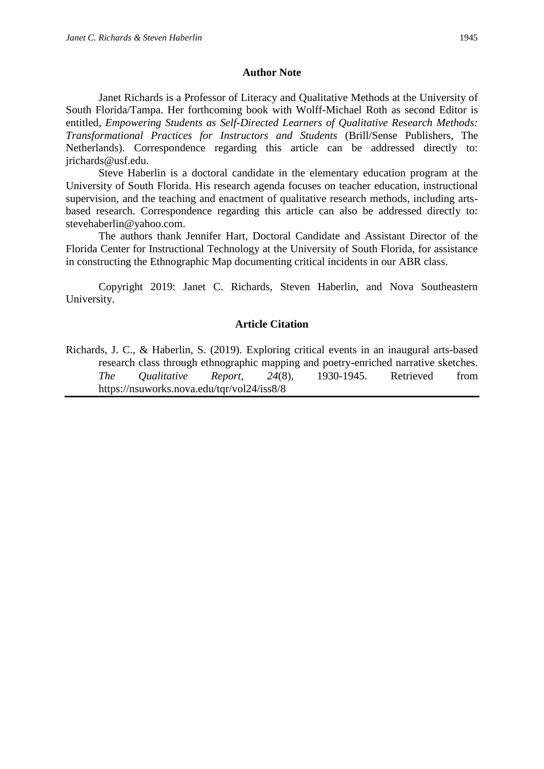## Author Note

Janet Richards is a Professor of Literacy and Qualitative Methods at the University of South Florida/Tampa. Her forthcoming book with Wolff-Michael Roth as second Editor is entitled, *Empowering Students as Self-Directed Learners of Qualitative Research Methods: Transformational Practices for Instructors and Students* (Brill/Sense Publishers, The Netherlands). Correspondence regarding this article can be addressed directly to: jrichards@usf.edu.

Steve Haberlin is a doctoral candidate in the elementary education program at the University of South Florida. His research agenda focuses on teacher education, instructional supervision, and the teaching and enactment of qualitative research methods, including arts-based research. Correspondence regarding this article can also be addressed directly to: stevehaberlin@yahoo.com.

The authors thank Jennifer Hart, Doctoral Candidate and Assistant Director of the Florida Center for Instructional Technology at the University of South Florida, for assistance in constructing the Ethnographic Map documenting critical incidents in our ABR class.

Copyright 2019: Janet C. Richards, Steven Haberlin, and Nova Southeastern University.

## Article Citation

Richards, J. C., & Haberlin, S. (2019). Exploring critical events in an inaugural arts-based research class through ethnographic mapping and poetry-enriched narrative sketches. *The Qualitative Report, 24*(8), 1930-1945. Retrieved from https://nsuworks.nova.edu/tqr/vol24/iss8/8